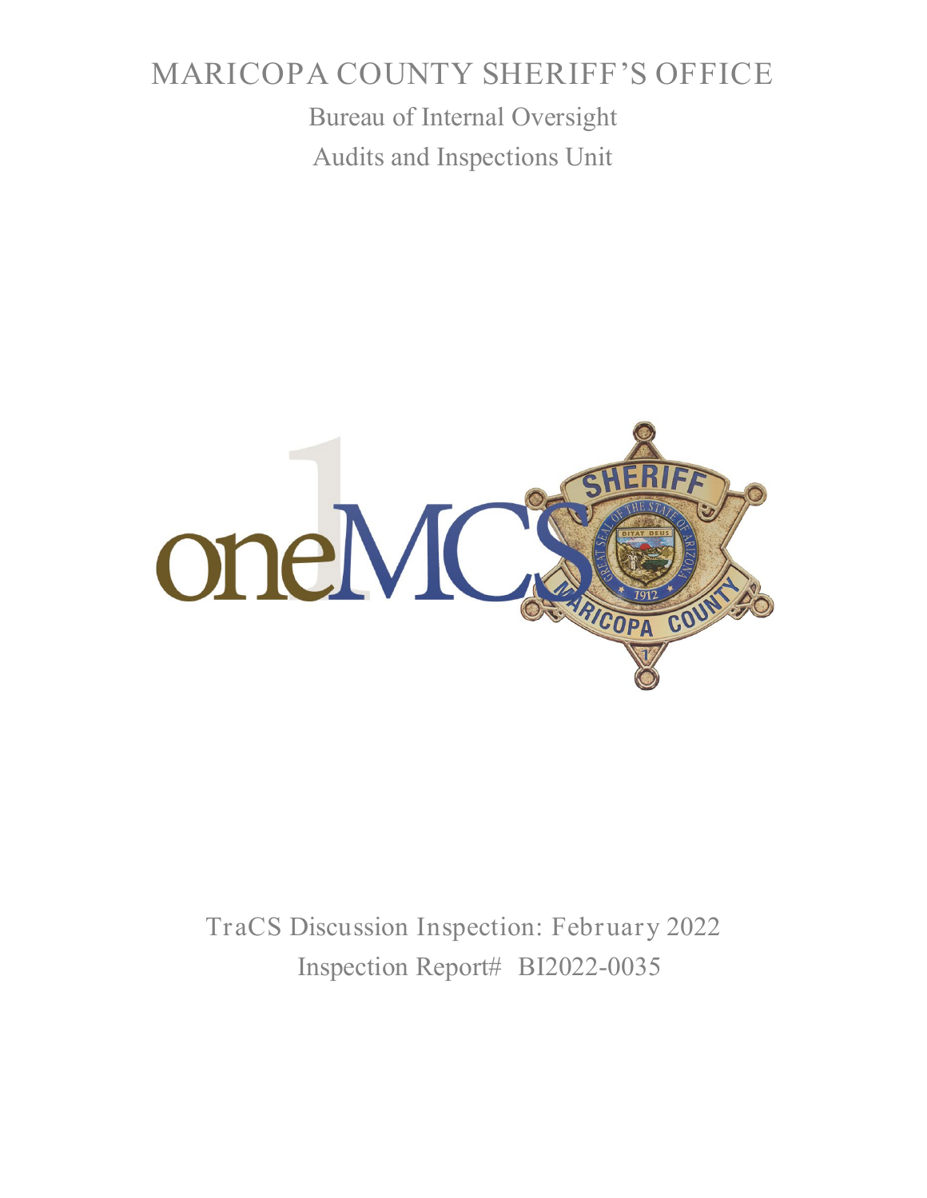# MARICOPA COUNTY SHERIFF'S OFFICE

## Bureau of Internal Oversight

## Audits and Inspections Unit

TraCS Discussion Inspection: February 2022

Inspection Report# BI2022-0035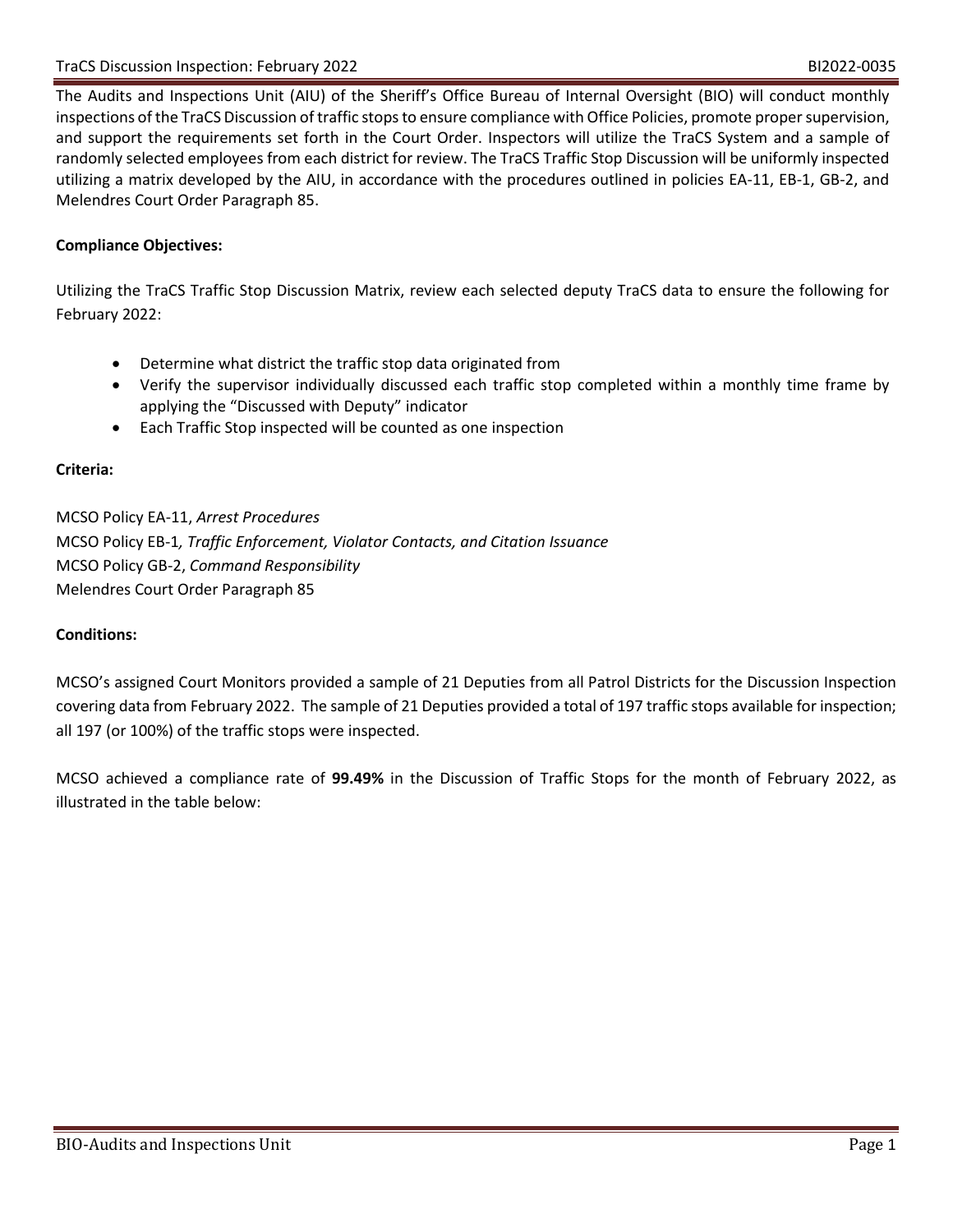The Audits and Inspections Unit (AIU) of the Sheriff's Office Bureau of Internal Oversight (BIO) will conduct monthly inspections of the TraCS Discussion of traffic stops to ensure compliance with Office Policies, promote proper supervision, and support the requirements set forth in the Court Order. Inspectors will utilize the TraCS System and a sample of randomly selected employees from each district for review. The TraCS Traffic Stop Discussion will be uniformly inspected utilizing a matrix developed by the AIU, in accordance with the procedures outlined in policies EA-11, EB-1, GB-2, and Melendres Court Order Paragraph 85.

**Compliance Objectives:**

Utilizing the TraCS Traffic Stop Discussion Matrix, review each selected deputy TraCS data to ensure the following for February 2022:

- Determine what district the traffic stop data originated from
- Verify the supervisor individually discussed each traffic stop completed within a monthly time frame by applying the "Discussed with Deputy" indicator
- Each Traffic Stop inspected will be counted as one inspection

**Criteria:**

MCSO Policy EA-11, *Arrest Procedures*
MCSO Policy EB-1*, Traffic Enforcement, Violator Contacts, and Citation Issuance*
MCSO Policy GB-2, *Command Responsibility*
Melendres Court Order Paragraph 85

**Conditions:**

MCSO's assigned Court Monitors provided a sample of 21 Deputies from all Patrol Districts for the Discussion Inspection covering data from February 2022. The sample of 21 Deputies provided a total of 197 traffic stops available for inspection; all 197 (or 100%) of the traffic stops were inspected.

MCSO achieved a compliance rate of **99.49%** in the Discussion of Traffic Stops for the month of February 2022, as illustrated in the table below: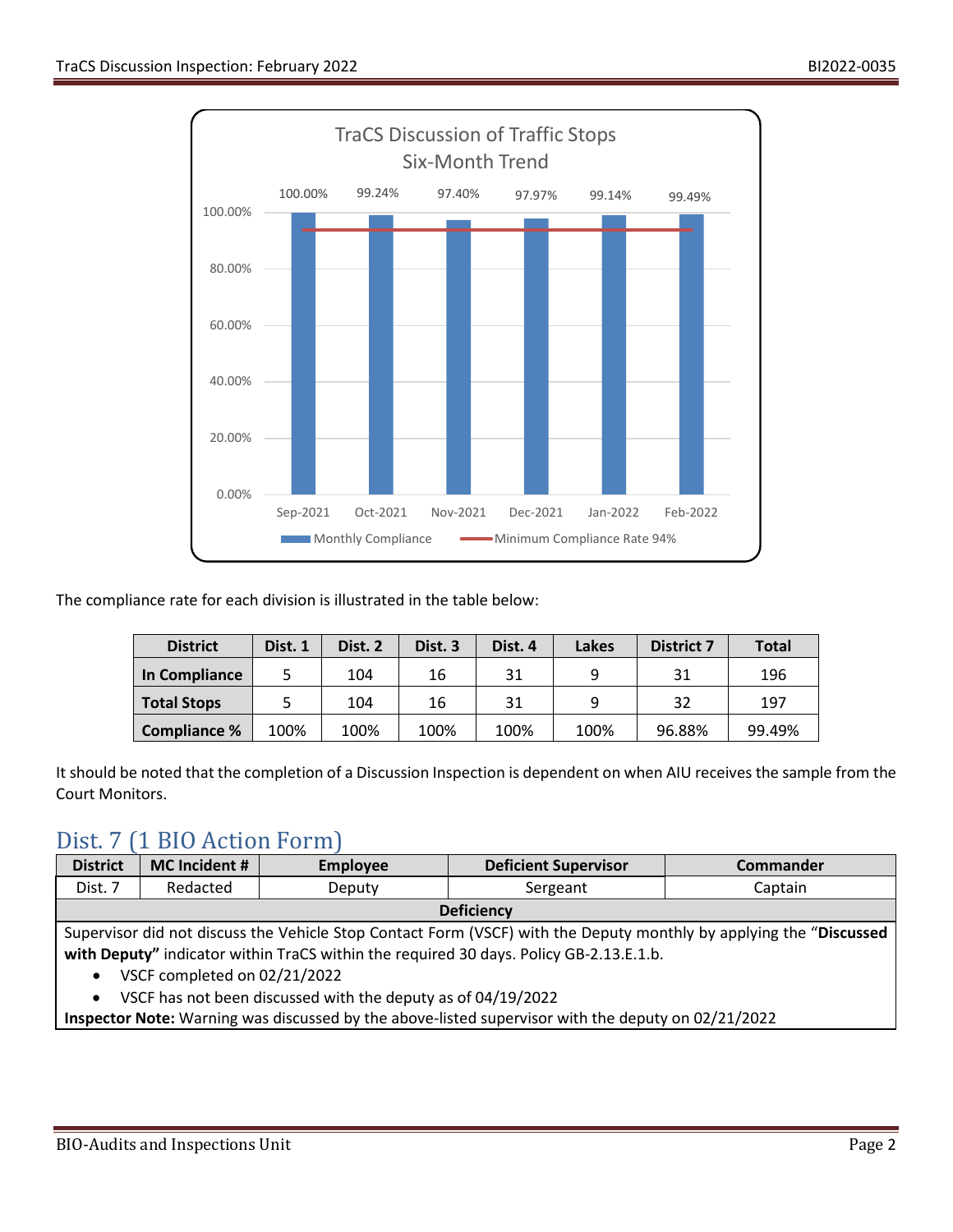TraCS Discussion of Traffic Stops
Six-Month Trend

| Month | Monthly Compliance |
|---|---|
| Sep-2021 | 100.00% |
| Oct-2021 | 99.24% |
| Nov-2021 | 97.40% |
| Dec-2021 | 97.97% |
| Jan-2022 | 99.14% |
| Feb-2022 | 99.49% |

Monthly Compliance — Minimum Compliance Rate 94%

The compliance rate for each division is illustrated in the table below:

| District | Dist. 1 | Dist. 2 | Dist. 3 | Dist. 4 | Lakes | District 7 | Total |
|---|---|---|---|---|---|---|---|
| **In Compliance** | 5 | 104 | 16 | 31 | 9 | 31 | 196 |
| **Total Stops** | 5 | 104 | 16 | 31 | 9 | 32 | 197 |
| **Compliance %** | 100% | 100% | 100% | 100% | 100% | 96.88% | 99.49% |

It should be noted that the completion of a Discussion Inspection is dependent on when AIU receives the sample from the Court Monitors.

## Dist. 7 (1 BIO Action Form)

| District | MC Incident # | Employee | Deficient Supervisor | Commander |
|---|---|---|---|---|
| Dist. 7 | Redacted | Deputy | Sergeant | Captain |

**Deficiency**

Supervisor did not discuss the Vehicle Stop Contact Form (VSCF) with the Deputy monthly by applying the "**Discussed with Deputy"** indicator within TraCS within the required 30 days. Policy GB-2.13.E.1.b.

- VSCF completed on 02/21/2022
- VSCF has not been discussed with the deputy as of 04/19/2022

**Inspector Note:** Warning was discussed by the above-listed supervisor with the deputy on 02/21/2022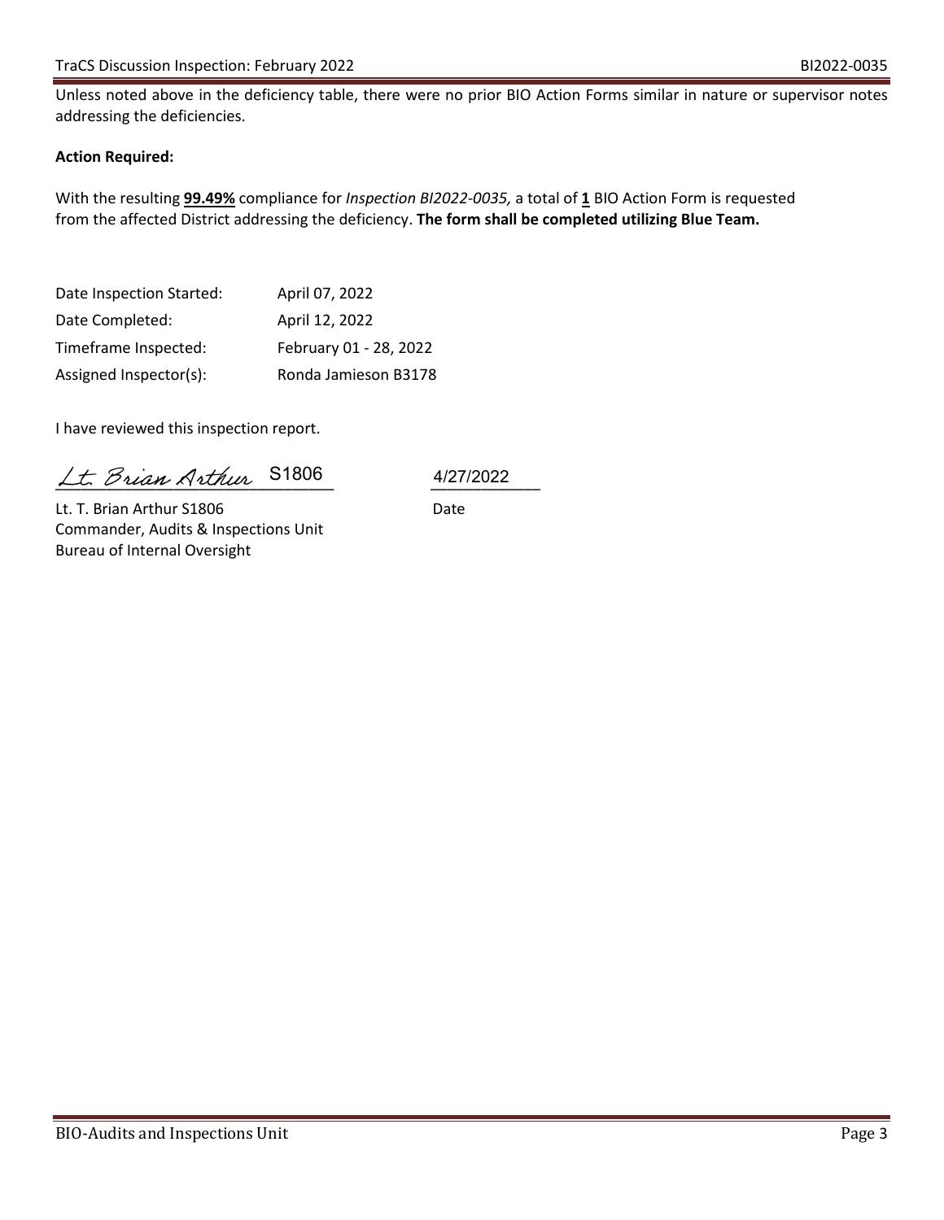Unless noted above in the deficiency table, there were no prior BIO Action Forms similar in nature or supervisor notes addressing the deficiencies.

**Action Required:**

With the resulting **99.49%** compliance for *Inspection BI2022-0035,* a total of **1** BIO Action Form is requested from the affected District addressing the deficiency. **The form shall be completed utilizing Blue Team.**

| | |
|---|---|
| Date Inspection Started: | April 07, 2022 |
| Date Completed: | April 12, 2022 |
| Timeframe Inspected: | February 01 - 28, 2022 |
| Assigned Inspector(s): | Ronda Jamieson B3178 |

I have reviewed this inspection report.

Lt. Brian Arthur S1806 &nbsp;&nbsp;&nbsp;&nbsp; 4/27/2022

Lt. T. Brian Arthur S1806
Commander, Audits & Inspections Unit
Bureau of Internal Oversight

Date